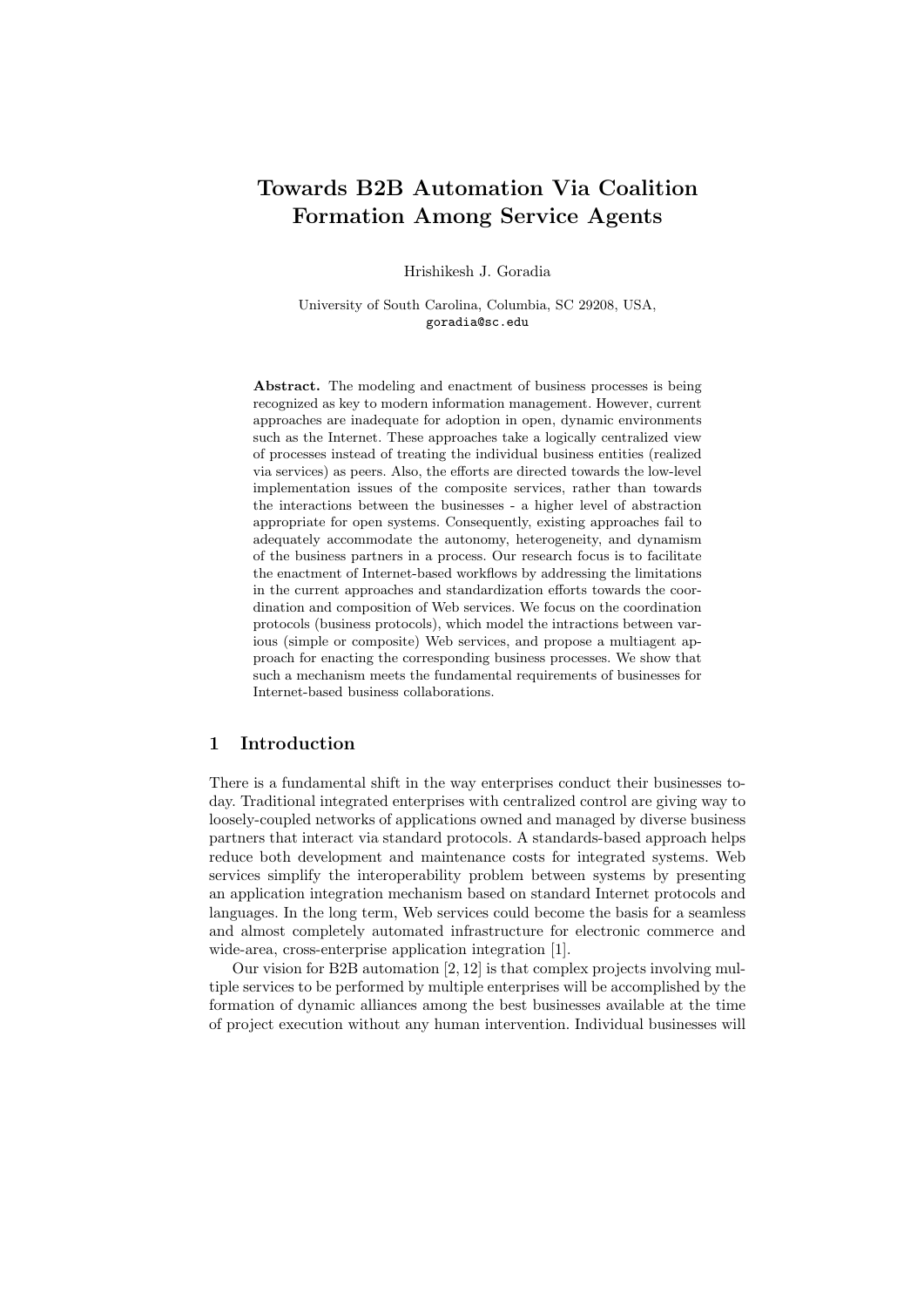# Towards B2B Automation Via Coalition Formation Among Service Agents

Hrishikesh J. Goradia

University of South Carolina, Columbia, SC 29208, USA,
goradia@sc.edu

**Abstract.** The modeling and enactment of business processes is being recognized as key to modern information management. However, current approaches are inadequate for adoption in open, dynamic environments such as the Internet. These approaches take a logically centralized view of processes instead of treating the individual business entities (realized via services) as peers. Also, the efforts are directed towards the low-level implementation issues of the composite services, rather than towards the interactions between the businesses - a higher level of abstraction appropriate for open systems. Consequently, existing approaches fail to adequately accommodate the autonomy, heterogeneity, and dynamism of the business partners in a process. Our research focus is to facilitate the enactment of Internet-based workflows by addressing the limitations in the current approaches and standardization efforts towards the coordination and composition of Web services. We focus on the coordination protocols (business protocols), which model the intractions between various (simple or composite) Web services, and propose a multiagent approach for enacting the corresponding business processes. We show that such a mechanism meets the fundamental requirements of businesses for Internet-based business collaborations.

## 1 Introduction

There is a fundamental shift in the way enterprises conduct their businesses today. Traditional integrated enterprises with centralized control are giving way to loosely-coupled networks of applications owned and managed by diverse business partners that interact via standard protocols. A standards-based approach helps reduce both development and maintenance costs for integrated systems. Web services simplify the interoperability problem between systems by presenting an application integration mechanism based on standard Internet protocols and languages. In the long term, Web services could become the basis for a seamless and almost completely automated infrastructure for electronic commerce and wide-area, cross-enterprise application integration [1].

Our vision for B2B automation [2, 12] is that complex projects involving multiple services to be performed by multiple enterprises will be accomplished by the formation of dynamic alliances among the best businesses available at the time of project execution without any human intervention. Individual businesses will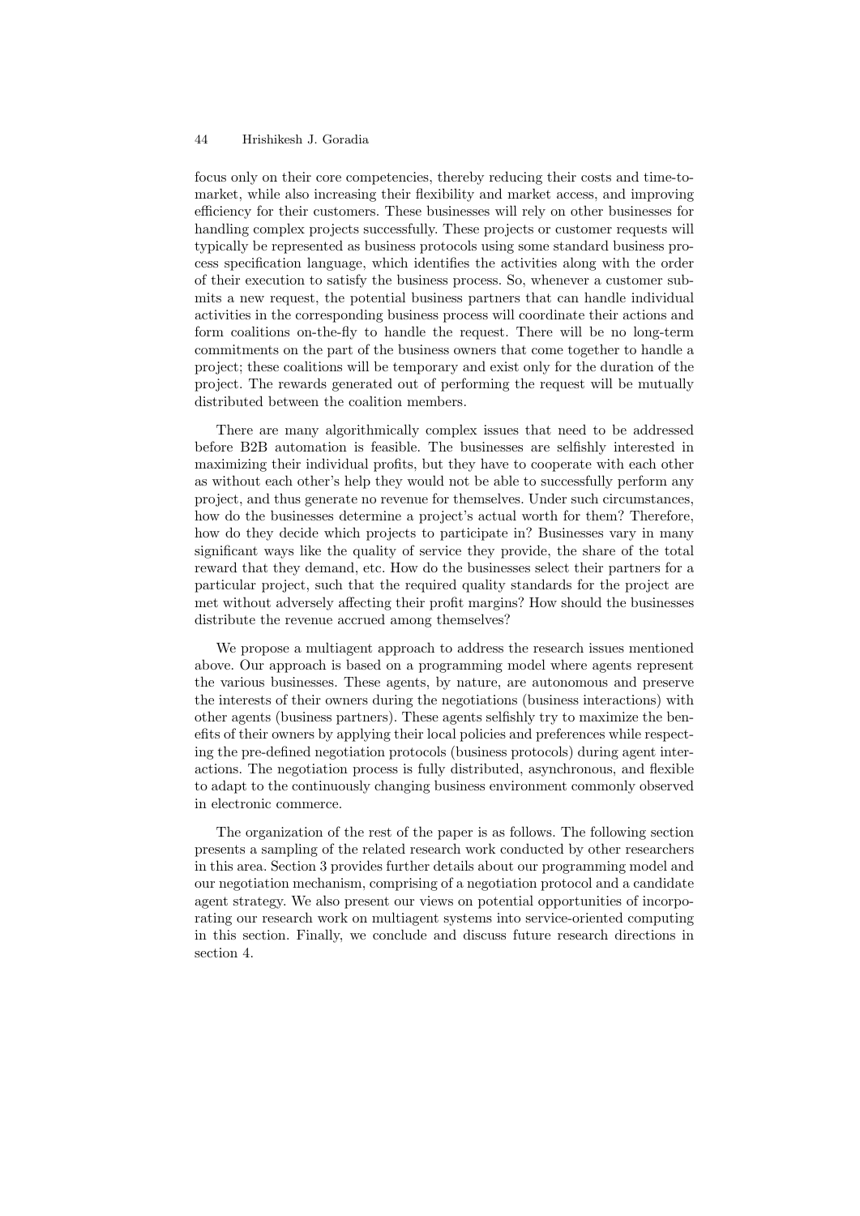focus only on their core competencies, thereby reducing their costs and time-to-market, while also increasing their flexibility and market access, and improving efficiency for their customers. These businesses will rely on other businesses for handling complex projects successfully. These projects or customer requests will typically be represented as business protocols using some standard business process specification language, which identifies the activities along with the order of their execution to satisfy the business process. So, whenever a customer submits a new request, the potential business partners that can handle individual activities in the corresponding business process will coordinate their actions and form coalitions on-the-fly to handle the request. There will be no long-term commitments on the part of the business owners that come together to handle a project; these coalitions will be temporary and exist only for the duration of the project. The rewards generated out of performing the request will be mutually distributed between the coalition members.

There are many algorithmically complex issues that need to be addressed before B2B automation is feasible. The businesses are selfishly interested in maximizing their individual profits, but they have to cooperate with each other as without each other's help they would not be able to successfully perform any project, and thus generate no revenue for themselves. Under such circumstances, how do the businesses determine a project's actual worth for them? Therefore, how do they decide which projects to participate in? Businesses vary in many significant ways like the quality of service they provide, the share of the total reward that they demand, etc. How do the businesses select their partners for a particular project, such that the required quality standards for the project are met without adversely affecting their profit margins? How should the businesses distribute the revenue accrued among themselves?

We propose a multiagent approach to address the research issues mentioned above. Our approach is based on a programming model where agents represent the various businesses. These agents, by nature, are autonomous and preserve the interests of their owners during the negotiations (business interactions) with other agents (business partners). These agents selfishly try to maximize the benefits of their owners by applying their local policies and preferences while respecting the pre-defined negotiation protocols (business protocols) during agent interactions. The negotiation process is fully distributed, asynchronous, and flexible to adapt to the continuously changing business environment commonly observed in electronic commerce.

The organization of the rest of the paper is as follows. The following section presents a sampling of the related research work conducted by other researchers in this area. Section 3 provides further details about our programming model and our negotiation mechanism, comprising of a negotiation protocol and a candidate agent strategy. We also present our views on potential opportunities of incorporating our research work on multiagent systems into service-oriented computing in this section. Finally, we conclude and discuss future research directions in section 4.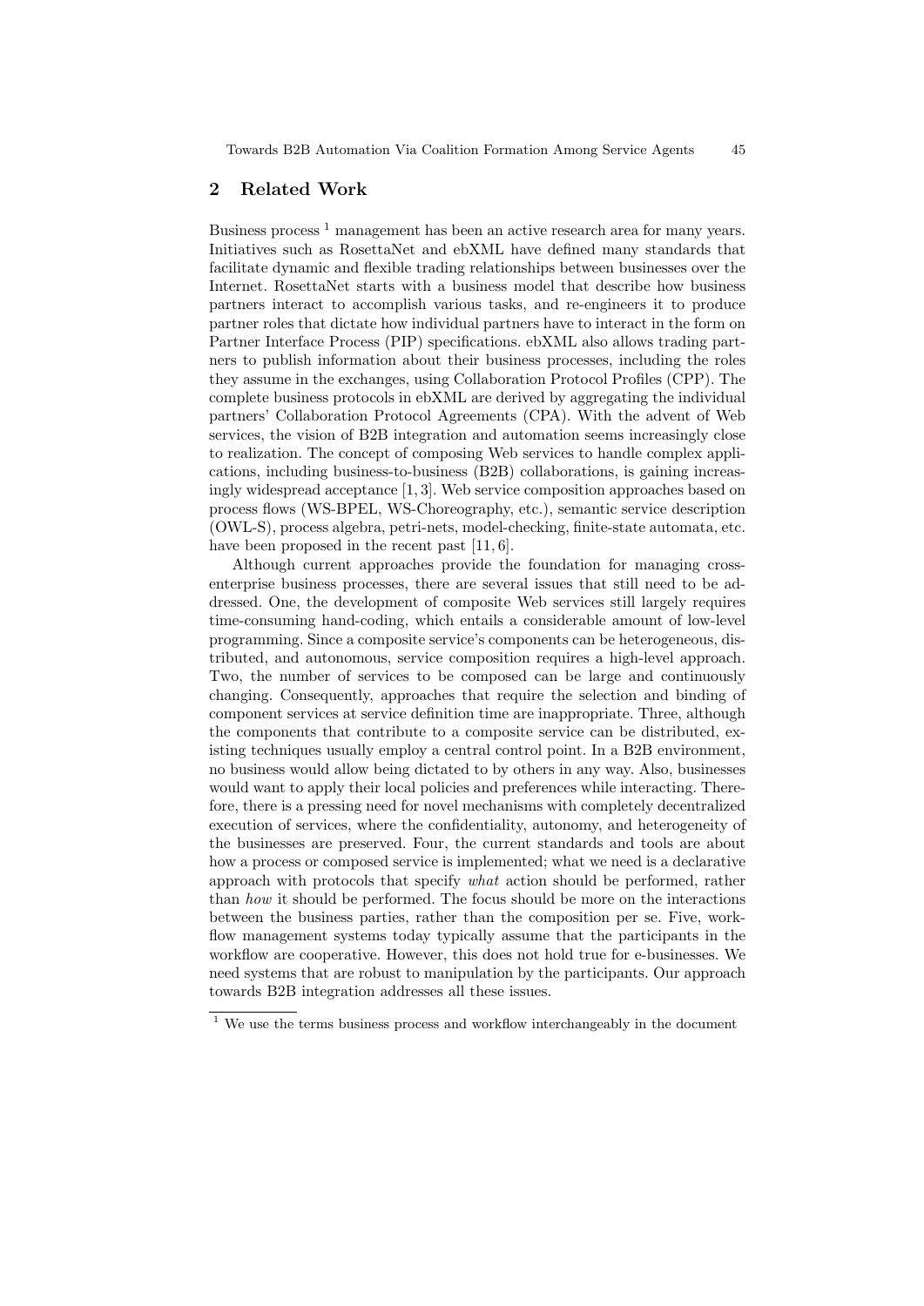## 2 Related Work

Business process [1] management has been an active research area for many years. Initiatives such as RosettaNet and ebXML have defined many standards that facilitate dynamic and flexible trading relationships between businesses over the Internet. RosettaNet starts with a business model that describe how business partners interact to accomplish various tasks, and re-engineers it to produce partner roles that dictate how individual partners have to interact in the form on Partner Interface Process (PIP) specifications. ebXML also allows trading partners to publish information about their business processes, including the roles they assume in the exchanges, using Collaboration Protocol Profiles (CPP). The complete business protocols in ebXML are derived by aggregating the individual partners' Collaboration Protocol Agreements (CPA). With the advent of Web services, the vision of B2B integration and automation seems increasingly close to realization. The concept of composing Web services to handle complex applications, including business-to-business (B2B) collaborations, is gaining increasingly widespread acceptance [1, 3]. Web service composition approaches based on process flows (WS-BPEL, WS-Choreography, etc.), semantic service description (OWL-S), process algebra, petri-nets, model-checking, finite-state automata, etc. have been proposed in the recent past [11, 6].

Although current approaches provide the foundation for managing cross-enterprise business processes, there are several issues that still need to be addressed. One, the development of composite Web services still largely requires time-consuming hand-coding, which entails a considerable amount of low-level programming. Since a composite service's components can be heterogeneous, distributed, and autonomous, service composition requires a high-level approach. Two, the number of services to be composed can be large and continuously changing. Consequently, approaches that require the selection and binding of component services at service definition time are inappropriate. Three, although the components that contribute to a composite service can be distributed, existing techniques usually employ a central control point. In a B2B environment, no business would allow being dictated to by others in any way. Also, businesses would want to apply their local policies and preferences while interacting. Therefore, there is a pressing need for novel mechanisms with completely decentralized execution of services, where the confidentiality, autonomy, and heterogeneity of the businesses are preserved. Four, the current standards and tools are about how a process or composed service is implemented; what we need is a declarative approach with protocols that specify *what* action should be performed, rather than *how* it should be performed. The focus should be more on the interactions between the business parties, rather than the composition per se. Five, workflow management systems today typically assume that the participants in the workflow are cooperative. However, this does not hold true for e-businesses. We need systems that are robust to manipulation by the participants. Our approach towards B2B integration addresses all these issues.

[1] We use the terms business process and workflow interchangeably in the document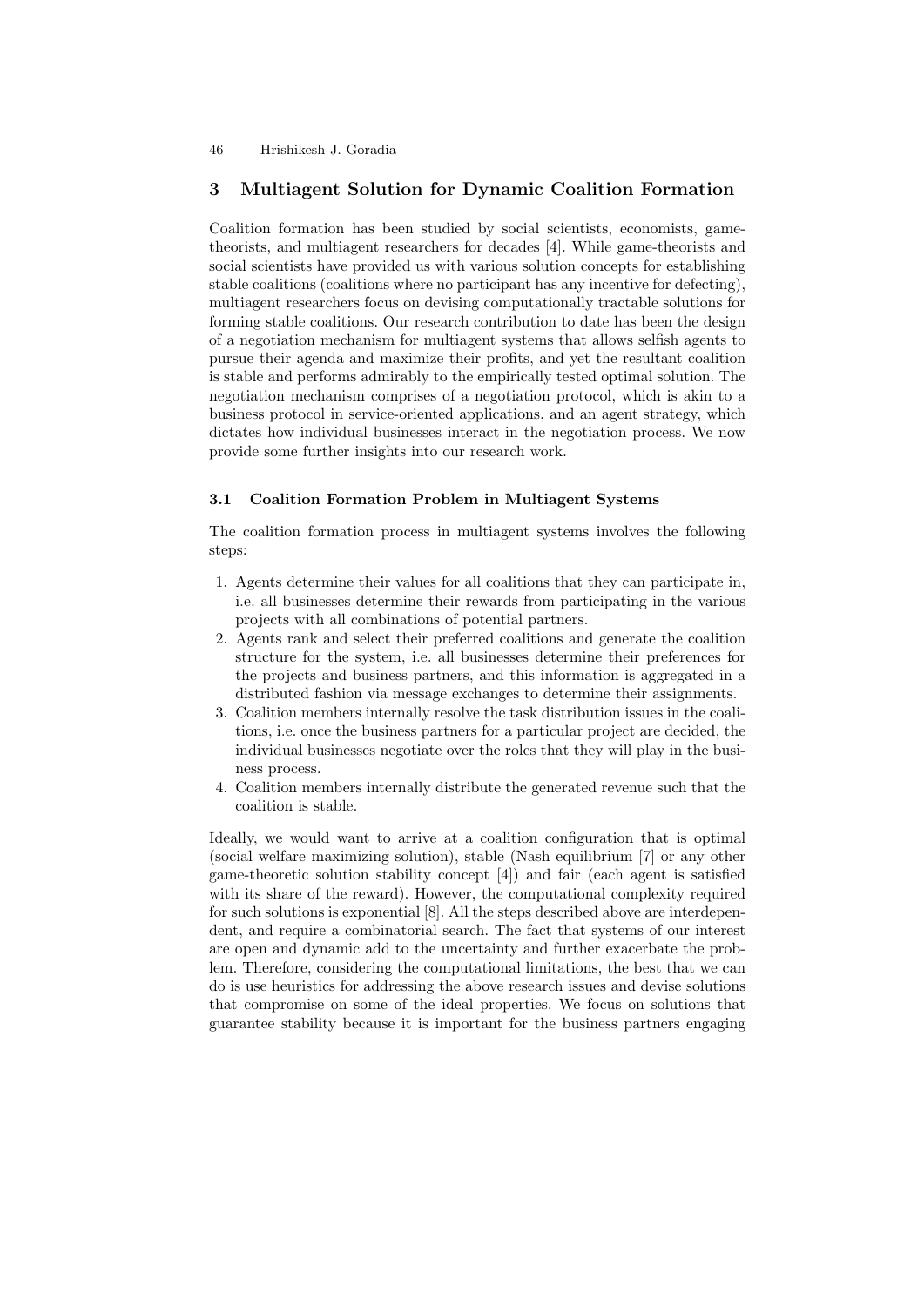## 3 Multiagent Solution for Dynamic Coalition Formation

Coalition formation has been studied by social scientists, economists, game-theorists, and multiagent researchers for decades [4]. While game-theorists and social scientists have provided us with various solution concepts for establishing stable coalitions (coalitions where no participant has any incentive for defecting), multiagent researchers focus on devising computationally tractable solutions for forming stable coalitions. Our research contribution to date has been the design of a negotiation mechanism for multiagent systems that allows selfish agents to pursue their agenda and maximize their profits, and yet the resultant coalition is stable and performs admirably to the empirically tested optimal solution. The negotiation mechanism comprises of a negotiation protocol, which is akin to a business protocol in service-oriented applications, and an agent strategy, which dictates how individual businesses interact in the negotiation process. We now provide some further insights into our research work.

### 3.1 Coalition Formation Problem in Multiagent Systems

The coalition formation process in multiagent systems involves the following steps:

1. Agents determine their values for all coalitions that they can participate in, i.e. all businesses determine their rewards from participating in the various projects with all combinations of potential partners.
2. Agents rank and select their preferred coalitions and generate the coalition structure for the system, i.e. all businesses determine their preferences for the projects and business partners, and this information is aggregated in a distributed fashion via message exchanges to determine their assignments.
3. Coalition members internally resolve the task distribution issues in the coalitions, i.e. once the business partners for a particular project are decided, the individual businesses negotiate over the roles that they will play in the business process.
4. Coalition members internally distribute the generated revenue such that the coalition is stable.

Ideally, we would want to arrive at a coalition configuration that is optimal (social welfare maximizing solution), stable (Nash equilibrium [7] or any other game-theoretic solution stability concept [4]) and fair (each agent is satisfied with its share of the reward). However, the computational complexity required for such solutions is exponential [8]. All the steps described above are interdependent, and require a combinatorial search. The fact that systems of our interest are open and dynamic add to the uncertainty and further exacerbate the problem. Therefore, considering the computational limitations, the best that we can do is use heuristics for addressing the above research issues and devise solutions that compromise on some of the ideal properties. We focus on solutions that guarantee stability because it is important for the business partners engaging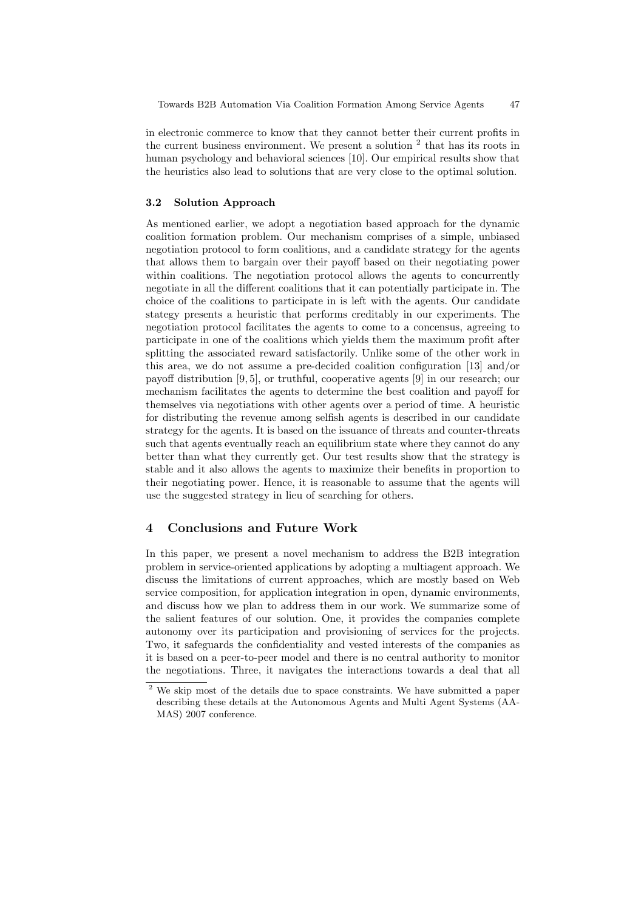in electronic commerce to know that they cannot better their current profits in the current business environment. We present a solution [2] that has its roots in human psychology and behavioral sciences [10]. Our empirical results show that the heuristics also lead to solutions that are very close to the optimal solution.

### 3.2 Solution Approach

As mentioned earlier, we adopt a negotiation based approach for the dynamic coalition formation problem. Our mechanism comprises of a simple, unbiased negotiation protocol to form coalitions, and a candidate strategy for the agents that allows them to bargain over their payoff based on their negotiating power within coalitions. The negotiation protocol allows the agents to concurrently negotiate in all the different coalitions that it can potentially participate in. The choice of the coalitions to participate in is left with the agents. Our candidate stategy presents a heuristic that performs creditably in our experiments. The negotiation protocol facilitates the agents to come to a concensus, agreeing to participate in one of the coalitions which yields them the maximum profit after splitting the associated reward satisfactorily. Unlike some of the other work in this area, we do not assume a pre-decided coalition configuration [13] and/or payoff distribution [9, 5], or truthful, cooperative agents [9] in our research; our mechanism facilitates the agents to determine the best coalition and payoff for themselves via negotiations with other agents over a period of time. A heuristic for distributing the revenue among selfish agents is described in our candidate strategy for the agents. It is based on the issuance of threats and counter-threats such that agents eventually reach an equilibrium state where they cannot do any better than what they currently get. Our test results show that the strategy is stable and it also allows the agents to maximize their benefits in proportion to their negotiating power. Hence, it is reasonable to assume that the agents will use the suggested strategy in lieu of searching for others.

## 4 Conclusions and Future Work

In this paper, we present a novel mechanism to address the B2B integration problem in service-oriented applications by adopting a multiagent approach. We discuss the limitations of current approaches, which are mostly based on Web service composition, for application integration in open, dynamic environments, and discuss how we plan to address them in our work. We summarize some of the salient features of our solution. One, it provides the companies complete autonomy over its participation and provisioning of services for the projects. Two, it safeguards the confidentiality and vested interests of the companies as it is based on a peer-to-peer model and there is no central authority to monitor the negotiations. Three, it navigates the interactions towards a deal that all

[2] We skip most of the details due to space constraints. We have submitted a paper describing these details at the Autonomous Agents and Multi Agent Systems (AAMAS) 2007 conference.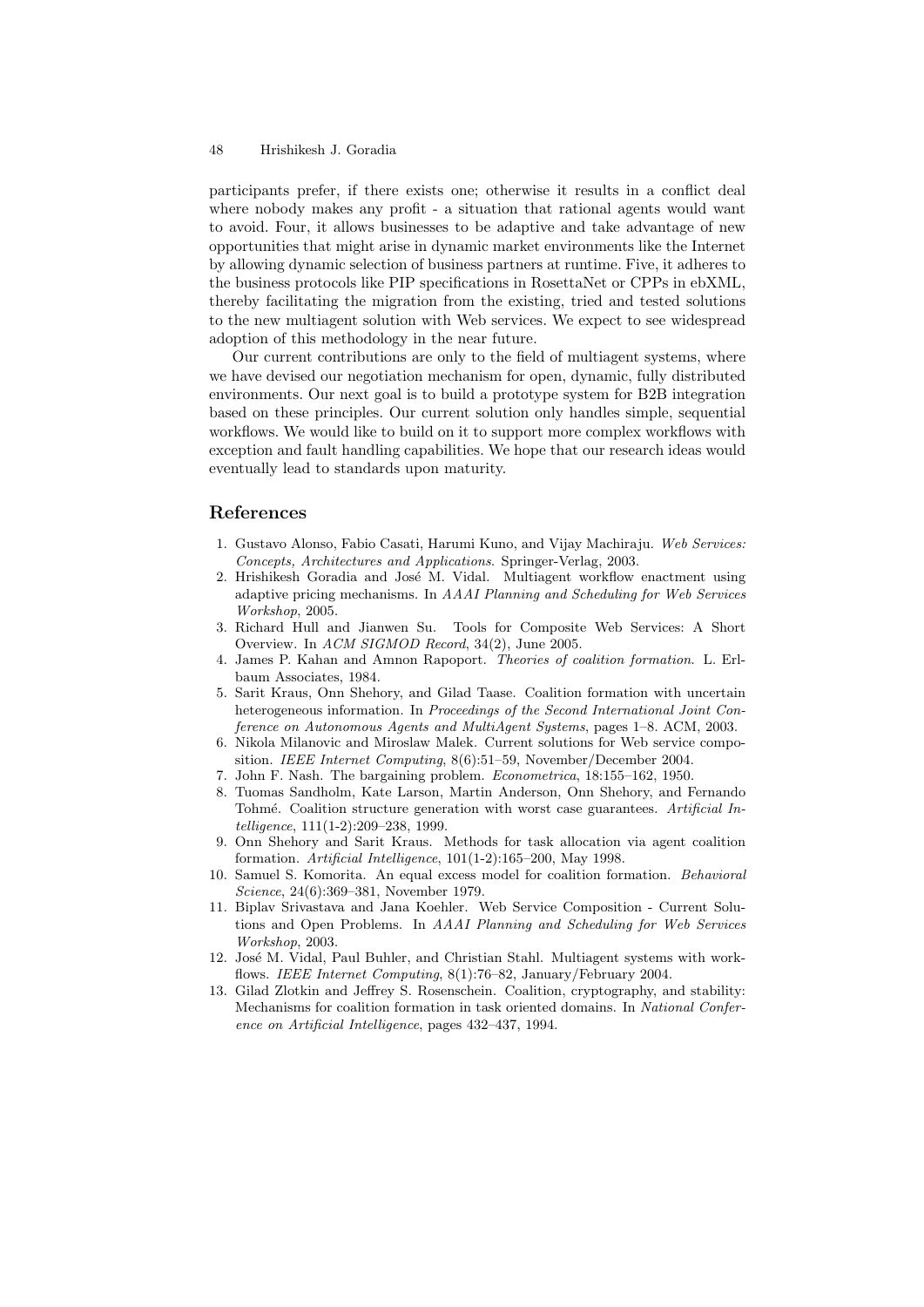participants prefer, if there exists one; otherwise it results in a conflict deal where nobody makes any profit - a situation that rational agents would want to avoid. Four, it allows businesses to be adaptive and take advantage of new opportunities that might arise in dynamic market environments like the Internet by allowing dynamic selection of business partners at runtime. Five, it adheres to the business protocols like PIP specifications in RosettaNet or CPPs in ebXML, thereby facilitating the migration from the existing, tried and tested solutions to the new multiagent solution with Web services. We expect to see widespread adoption of this methodology in the near future.

Our current contributions are only to the field of multiagent systems, where we have devised our negotiation mechanism for open, dynamic, fully distributed environments. Our next goal is to build a prototype system for B2B integration based on these principles. Our current solution only handles simple, sequential workflows. We would like to build on it to support more complex workflows with exception and fault handling capabilities. We hope that our research ideas would eventually lead to standards upon maturity.

## References

1. Gustavo Alonso, Fabio Casati, Harumi Kuno, and Vijay Machiraju. *Web Services: Concepts, Architectures and Applications*. Springer-Verlag, 2003.
2. Hrishikesh Goradia and José M. Vidal. Multiagent workflow enactment using adaptive pricing mechanisms. In *AAAI Planning and Scheduling for Web Services Workshop*, 2005.
3. Richard Hull and Jianwen Su. Tools for Composite Web Services: A Short Overview. In *ACM SIGMOD Record*, 34(2), June 2005.
4. James P. Kahan and Amnon Rapoport. *Theories of coalition formation*. L. Erlbaum Associates, 1984.
5. Sarit Kraus, Onn Shehory, and Gilad Taase. Coalition formation with uncertain heterogeneous information. In *Proceedings of the Second International Joint Conference on Autonomous Agents and MultiAgent Systems*, pages 1–8. ACM, 2003.
6. Nikola Milanovic and Miroslaw Malek. Current solutions for Web service composition. *IEEE Internet Computing*, 8(6):51–59, November/December 2004.
7. John F. Nash. The bargaining problem. *Econometrica*, 18:155–162, 1950.
8. Tuomas Sandholm, Kate Larson, Martin Anderson, Onn Shehory, and Fernando Tohmé. Coalition structure generation with worst case guarantees. *Artificial Intelligence*, 111(1-2):209–238, 1999.
9. Onn Shehory and Sarit Kraus. Methods for task allocation via agent coalition formation. *Artificial Intelligence*, 101(1-2):165–200, May 1998.
10. Samuel S. Komorita. An equal excess model for coalition formation. *Behavioral Science*, 24(6):369–381, November 1979.
11. Biplav Srivastava and Jana Koehler. Web Service Composition - Current Solutions and Open Problems. In *AAAI Planning and Scheduling for Web Services Workshop*, 2003.
12. José M. Vidal, Paul Buhler, and Christian Stahl. Multiagent systems with workflows. *IEEE Internet Computing*, 8(1):76–82, January/February 2004.
13. Gilad Zlotkin and Jeffrey S. Rosenschein. Coalition, cryptography, and stability: Mechanisms for coalition formation in task oriented domains. In *National Conference on Artificial Intelligence*, pages 432–437, 1994.